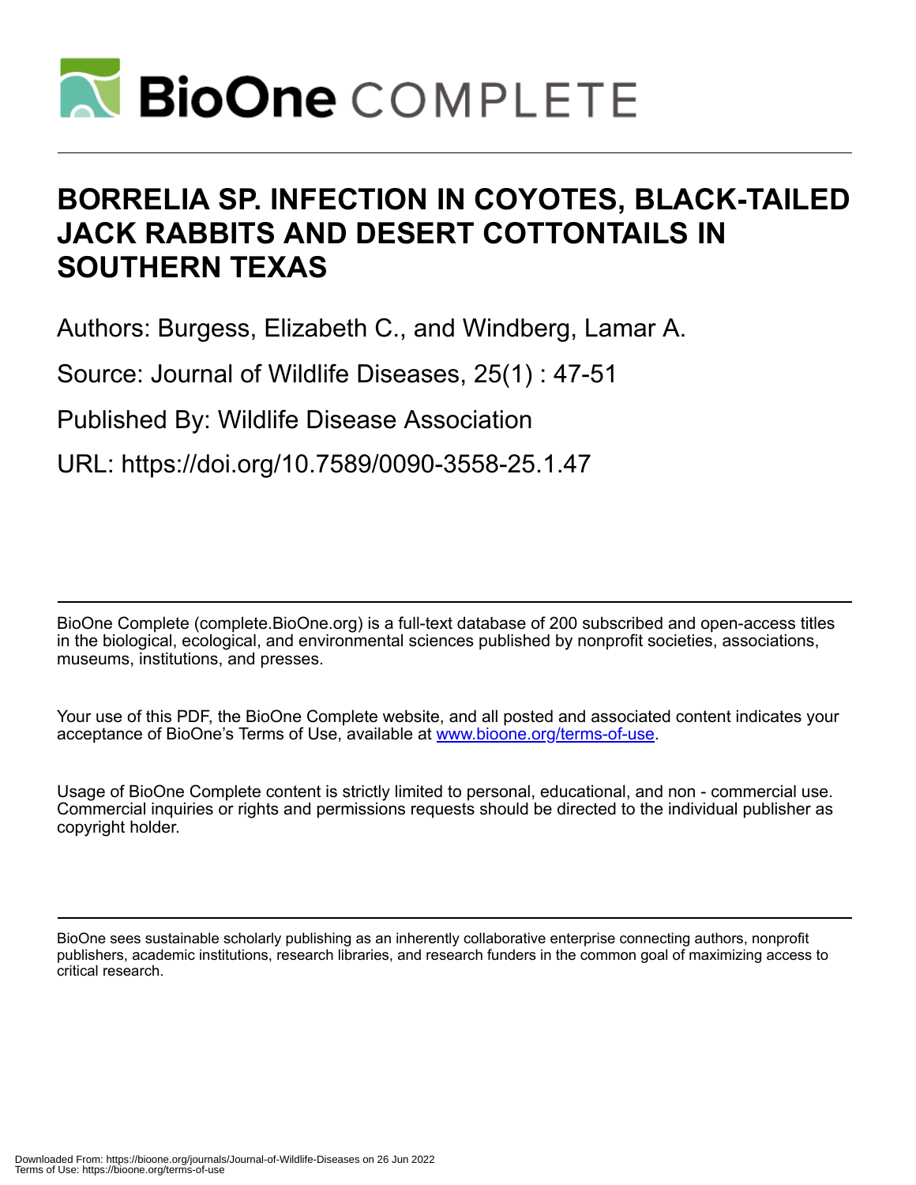# BORRELIA SP. INFECTION IN COYOTES, BLACK-TAILED JACK RABBITS AND DESERT COTTONTAILS IN SOUTHERN TEXAS

Authors: Burgess, Elizabeth C., and Windberg, Lamar A.

Source: Journal of Wildlife Diseases, 25(1) : 47-51

Published By: Wildlife Disease Association

URL: https://doi.org/10.7589/0090-3558-25.1.47

BioOne Complete (complete.BioOne.org) is a full-text database of 200 subscribed and open-access titles in the biological, ecological, and environmental sciences published by nonprofit societies, associations, museums, institutions, and presses.

Your use of this PDF, the BioOne Complete website, and all posted and associated content indicates your acceptance of BioOne's Terms of Use, available at www.bioone.org/terms-of-use.

Usage of BioOne Complete content is strictly limited to personal, educational, and non - commercial use. Commercial inquiries or rights and permissions requests should be directed to the individual publisher as copyright holder.

BioOne sees sustainable scholarly publishing as an inherently collaborative enterprise connecting authors, nonprofit publishers, academic institutions, research libraries, and research funders in the common goal of maximizing access to critical research.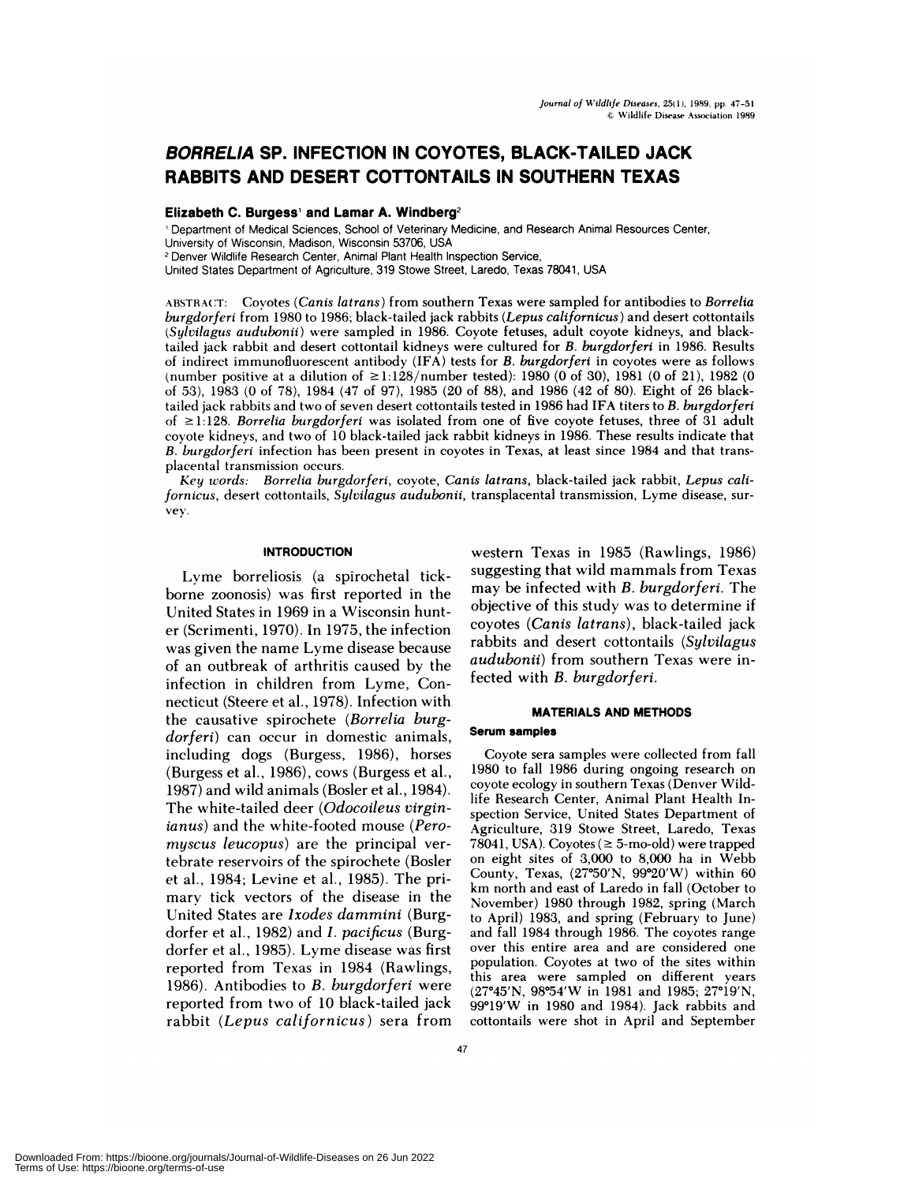# BORRELIA SP. INFECTION IN COYOTES, BLACK-TAILED JACK RABBITS AND DESERT COTTONTAILS IN SOUTHERN TEXAS

**Elizabeth C. Burgess**[1] **and Lamar A. Windberg**[2]

[1] Department of Medical Sciences, School of Veterinary Medicine, and Research Animal Resources Center, University of Wisconsin, Madison, Wisconsin 53706, USA

[2] Denver Wildlife Research Center, Animal Plant Health Inspection Service, United States Department of Agriculture, 319 Stowe Street, Laredo, Texas 78041, USA

ABSTRACT: Coyotes (*Canis latrans*) from southern Texas were sampled for antibodies to *Borrelia burgdorferi* from 1980 to 1986; black-tailed jack rabbits (*Lepus californicus*) and desert cottontails (*Sylvilagus audubonii*) were sampled in 1986. Coyote fetuses, adult coyote kidneys, and black-tailed jack rabbit and desert cottontail kidneys were cultured for *B. burgdorferi* in 1986. Results of indirect immunofluorescent antibody (IFA) tests for *B. burgdorferi* in coyotes were as follows (number positive at a dilution of ≥1:128/number tested): 1980 (0 of 30), 1981 (0 of 21), 1982 (0 of 53), 1983 (0 of 78), 1984 (47 of 97), 1985 (20 of 88), and 1986 (42 of 80). Eight of 26 black-tailed jack rabbits and two of seven desert cottontails tested in 1986 had IFA titers to *B. burgdorferi* of ≥1:128. *Borrelia burgdorferi* was isolated from one of five coyote fetuses, three of 31 adult coyote kidneys, and two of 10 black-tailed jack rabbit kidneys in 1986. These results indicate that *B. burgdorferi* infection has been present in coyotes in Texas, at least since 1984 and that transplacental transmission occurs.

*Key words:* *Borrelia burgdorferi*, coyote, *Canis latrans*, black-tailed jack rabbit, *Lepus californicus*, desert cottontails, *Sylvilagus audubonii*, transplacental transmission, Lyme disease, survey.

## INTRODUCTION

Lyme borreliosis (a spirochetal tick-borne zoonosis) was first reported in the United States in 1969 in a Wisconsin hunter (Scrimenti, 1970). In 1975, the infection was given the name Lyme disease because of an outbreak of arthritis caused by the infection in children from Lyme, Connecticut (Steere et al., 1978). Infection with the causative spirochete (*Borrelia burgdorferi*) can occur in domestic animals, including dogs (Burgess, 1986), horses (Burgess et al., 1986), cows (Burgess et al., 1987) and wild animals (Bosler et al., 1984). The white-tailed deer (*Odocoileus virginianus*) and the white-footed mouse (*Peromyscus leucopus*) are the principal vertebrate reservoirs of the spirochete (Bosler et al., 1984; Levine et al., 1985). The primary tick vectors of the disease in the United States are *Ixodes dammini* (Burgdorfer et al., 1982) and *I. pacificus* (Burgdorfer et al., 1985). Lyme disease was first reported from Texas in 1984 (Rawlings, 1986). Antibodies to *B. burgdorferi* were reported from two of 10 black-tailed jack rabbit (*Lepus californicus*) sera from western Texas in 1985 (Rawlings, 1986) suggesting that wild mammals from Texas may be infected with *B. burgdorferi*. The objective of this study was to determine if coyotes (*Canis latrans*), black-tailed jack rabbits and desert cottontails (*Sylvilagus audubonii*) from southern Texas were infected with *B. burgdorferi*.

## MATERIALS AND METHODS

### Serum samples

Coyote sera samples were collected from fall 1980 to fall 1986 during ongoing research on coyote ecology in southern Texas (Denver Wildlife Research Center, Animal Plant Health Inspection Service, United States Department of Agriculture, 319 Stowe Street, Laredo, Texas 78041, USA). Coyotes (≥ 5-mo-old) were trapped on eight sites of 3,000 to 8,000 ha in Webb County, Texas, (27°50′N, 99°20′W) within 60 km north and east of Laredo in fall (October to November) 1980 through 1982, spring (March to April) 1983, and spring (February to June) and fall 1984 through 1986. The coyotes range over this entire area and are considered one population. Coyotes at two of the sites within this area were sampled on different years (27°45′N, 98°54′W in 1981 and 1985; 27°19′N, 99°19′W in 1980 and 1984). Jack rabbits and cottontails were shot in April and September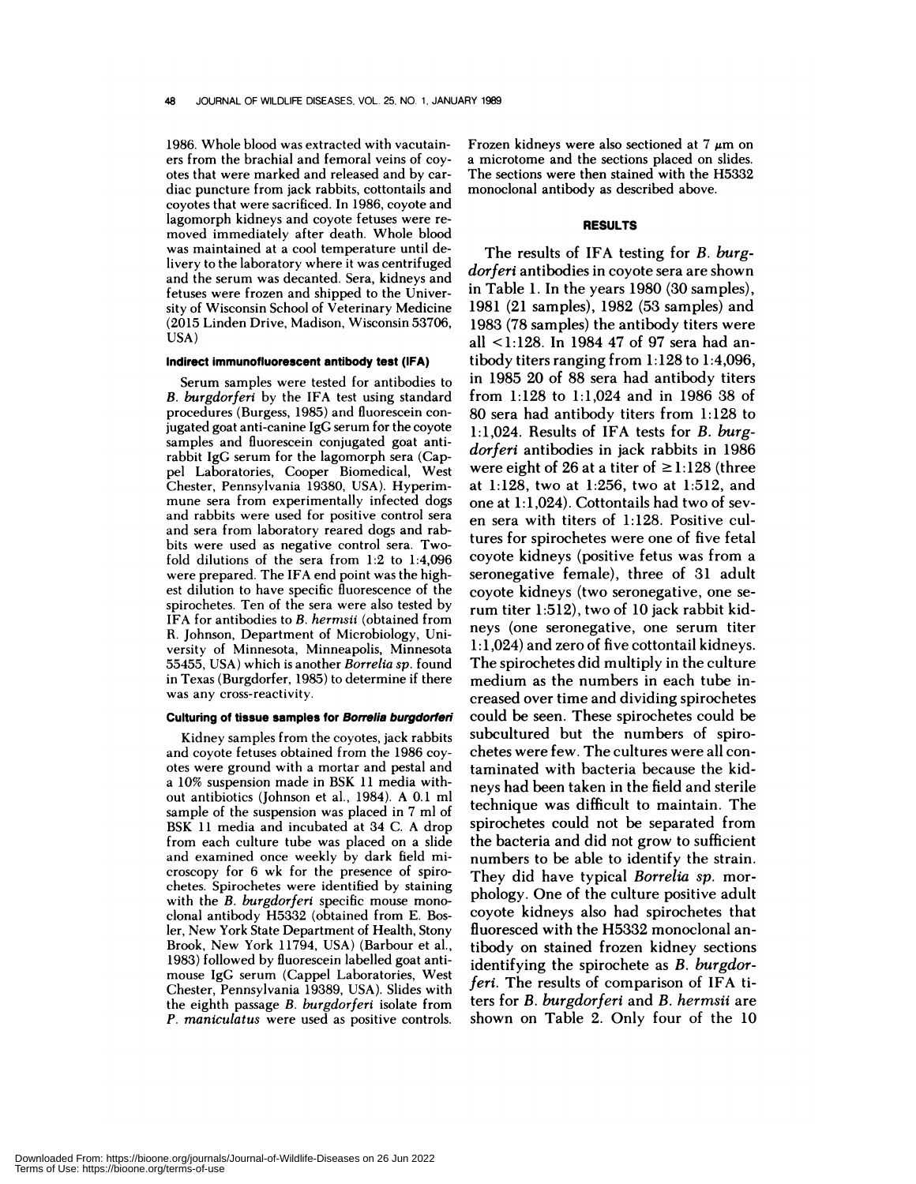1986. Whole blood was extracted with vacutainers from the brachial and femoral veins of coyotes that were marked and released and by cardiac puncture from jack rabbits, cottontails and coyotes that were sacrificed. In 1986, coyote and lagomorph kidneys and coyote fetuses were removed immediately after death. Whole blood was maintained at a cool temperature until delivery to the laboratory where it was centrifuged and the serum was decanted. Sera, kidneys and fetuses were frozen and shipped to the University of Wisconsin School of Veterinary Medicine (2015 Linden Drive, Madison, Wisconsin 53706, USA)

#### Indirect immunofluorescent antibody test (IFA)

Serum samples were tested for antibodies to *B. burgdorferi* by the IFA test using standard procedures (Burgess, 1985) and fluorescein conjugated goat anti-canine IgG serum for the coyote samples and fluorescein conjugated goat anti-rabbit IgG serum for the lagomorph sera (Cappel Laboratories, Cooper Biomedical, West Chester, Pennsylvania 19380, USA). Hyperimmune sera from experimentally infected dogs and rabbits were used for positive control sera and sera from laboratory reared dogs and rabbits were used as negative control sera. Twofold dilutions of the sera from 1:2 to 1:4,096 were prepared. The IFA end point was the highest dilution to have specific fluorescence of the spirochetes. Ten of the sera were also tested by IFA for antibodies to *B. hermsii* (obtained from R. Johnson, Department of Microbiology, University of Minnesota, Minneapolis, Minnesota 55455, USA) which is another *Borrelia sp.* found in Texas (Burgdorfer, 1985) to determine if there was any cross-reactivity.

#### Culturing of tissue samples for *Borrelia burgdorferi*

Kidney samples from the coyotes, jack rabbits and coyote fetuses obtained from the 1986 coyotes were ground with a mortar and pestal and a 10% suspension made in BSK 11 media without antibiotics (Johnson et al., 1984). A 0.1 ml sample of the suspension was placed in 7 ml of BSK 11 media and incubated at 34 C. A drop from each culture tube was placed on a slide and examined once weekly by dark field microscopy for 6 wk for the presence of spirochetes. Spirochetes were identified by staining with the *B. burgdorferi* specific mouse monoclonal antibody H5332 (obtained from E. Bosler, New York State Department of Health, Stony Brook, New York 11794, USA) (Barbour et al., 1983) followed by fluorescein labelled goat anti-mouse IgG serum (Cappel Laboratories, West Chester, Pennsylvania 19389, USA). Slides with the eighth passage *B. burgdorferi* isolate from *P. maniculatus* were used as positive controls. Frozen kidneys were also sectioned at 7 $\mu$m on a microtome and the sections placed on slides. The sections were then stained with the H5332 monoclonal antibody as described above.

### RESULTS

The results of IFA testing for *B. burgdorferi* antibodies in coyote sera are shown in Table 1. In the years 1980 (30 samples), 1981 (21 samples), 1982 (53 samples) and 1983 (78 samples) the antibody titers were all <1:128. In 1984 47 of 97 sera had antibody titers ranging from 1:128 to 1:4,096, in 1985 20 of 88 sera had antibody titers from 1:128 to 1:1,024 and in 1986 38 of 80 sera had antibody titers from 1:128 to 1:1,024. Results of IFA tests for *B. burgdorferi* antibodies in jack rabbits in 1986 were eight of 26 at a titer of $\geq$1:128 (three at 1:128, two at 1:256, two at 1:512, and one at 1:1,024). Cottontails had two of seven sera with titers of 1:128. Positive cultures for spirochetes were one of five fetal coyote kidneys (positive fetus was from a seronegative female), three of 31 adult coyote kidneys (two seronegative, one serum titer 1:512), two of 10 jack rabbit kidneys (one seronegative, one serum titer 1:1,024) and zero of five cottontail kidneys. The spirochetes did multiply in the culture medium as the numbers in each tube increased over time and dividing spirochetes could be seen. These spirochetes could be subcultured but the numbers of spirochetes were few. The cultures were all contaminated with bacteria because the kidneys had been taken in the field and sterile technique was difficult to maintain. The spirochetes could not be separated from the bacteria and did not grow to sufficient numbers to be able to identify the strain. They did have typical *Borrelia sp.* morphology. One of the culture positive adult coyote kidneys also had spirochetes that fluoresced with the H5332 monoclonal antibody on stained frozen kidney sections identifying the spirochete as *B. burgdorferi*. The results of comparison of IFA titers for *B. burgdorferi* and *B. hermsii* are shown on Table 2. Only four of the 10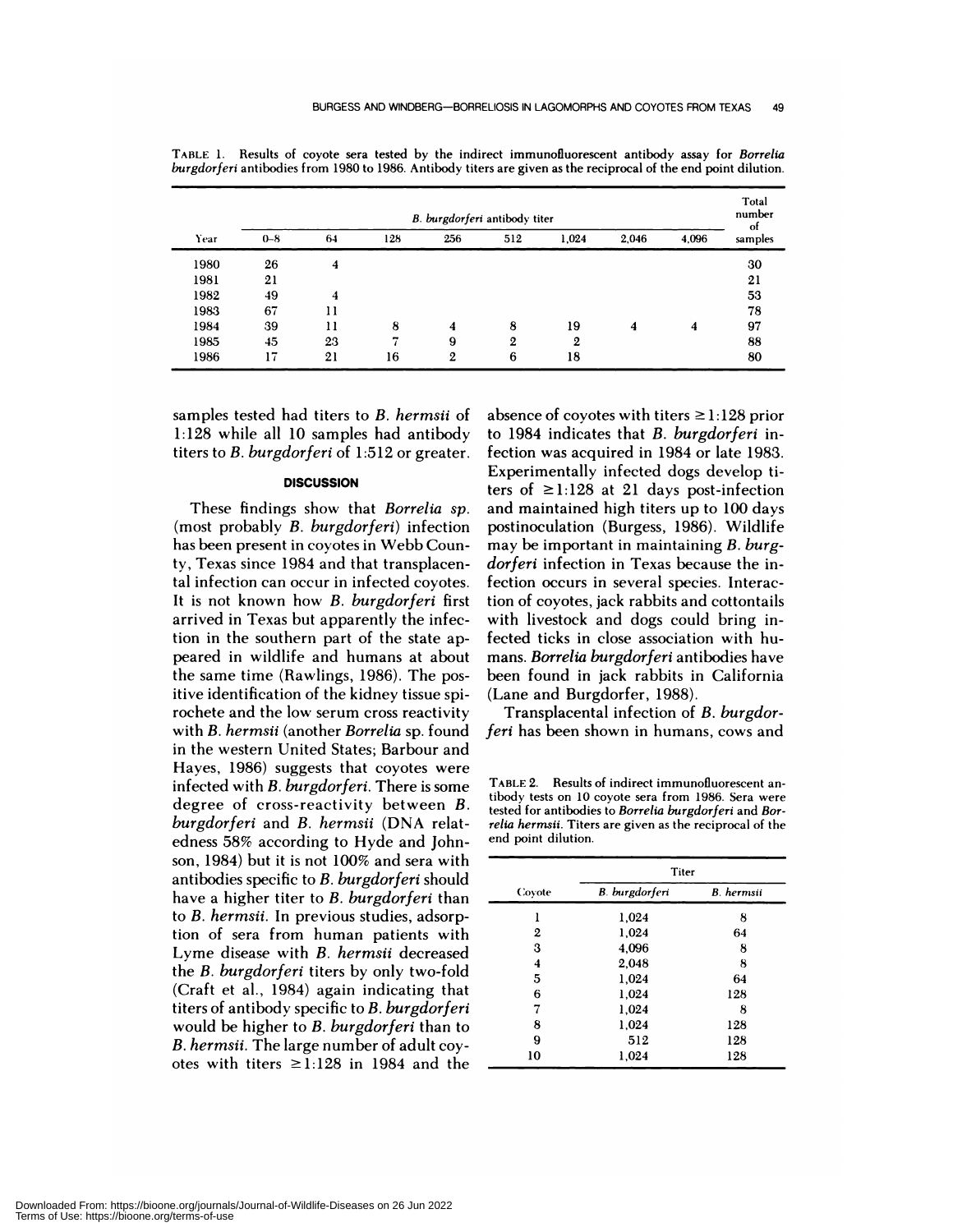TABLE 1. Results of coyote sera tested by the indirect immunofluorescent antibody assay for *Borrelia burgdorferi* antibodies from 1980 to 1986. Antibody titers are given as the reciprocal of the end point dilution.

| Year | *B. burgdorferi* antibody titer | | | | | | | | Total number of samples |
|---|---|---|---|---|---|---|---|---|---|
| | 0–8 | 64 | 128 | 256 | 512 | 1,024 | 2,046 | 4,096 | |
| 1980 | 26 | 4 | | | | | | | 30 |
| 1981 | 21 | | | | | | | | 21 |
| 1982 | 49 | 4 | | | | | | | 53 |
| 1983 | 67 | 11 | | | | | | | 78 |
| 1984 | 39 | 11 | 8 | 4 | 8 | 19 | 4 | 4 | 97 |
| 1985 | 45 | 23 | 7 | 9 | 2 | 2 | | | 88 |
| 1986 | 17 | 21 | 16 | 2 | 6 | 18 | | | 80 |

samples tested had titers to *B. hermsii* of 1:128 while all 10 samples had antibody titers to *B. burgdorferi* of 1:512 or greater.

## DISCUSSION

These findings show that *Borrelia sp.* (most probably *B. burgdorferi*) infection has been present in coyotes in Webb County, Texas since 1984 and that transplacental infection can occur in infected coyotes. It is not known how *B. burgdorferi* first arrived in Texas but apparently the infection in the southern part of the state appeared in wildlife and humans at about the same time (Rawlings, 1986). The positive identification of the kidney tissue spirochete and the low serum cross reactivity with *B. hermsii* (another *Borrelia* sp. found in the western United States; Barbour and Hayes, 1986) suggests that coyotes were infected with *B. burgdorferi*. There is some degree of cross-reactivity between *B. burgdorferi* and *B. hermsii* (DNA relatedness 58% according to Hyde and Johnson, 1984) but it is not 100% and sera with antibodies specific to *B. burgdorferi* should have a higher titer to *B. burgdorferi* than to *B. hermsii*. In previous studies, adsorption of sera from human patients with Lyme disease with *B. hermsii* decreased the *B. burgdorferi* titers by only two-fold (Craft et al., 1984) again indicating that titers of antibody specific to *B. burgdorferi* would be higher to *B. burgdorferi* than to *B. hermsii*. The large number of adult coyotes with titers ≥1:128 in 1984 and the absence of coyotes with titers ≥1:128 prior to 1984 indicates that *B. burgdorferi* infection was acquired in 1984 or late 1983. Experimentally infected dogs develop titers of ≥1:128 at 21 days post-infection and maintained high titers up to 100 days postinoculation (Burgess, 1986). Wildlife may be important in maintaining *B. burgdorferi* infection in Texas because the infection occurs in several species. Interaction of coyotes, jack rabbits and cottontails with livestock and dogs could bring infected ticks in close association with humans. *Borrelia burgdorferi* antibodies have been found in jack rabbits in California (Lane and Burgdorfer, 1988).

Transplacental infection of *B. burgdorferi* has been shown in humans, cows and

TABLE 2. Results of indirect immunofluorescent antibody tests on 10 coyote sera from 1986. Sera were tested for antibodies to *Borrelia burgdorferi* and *Borrelia hermsii*. Titers are given as the reciprocal of the end point dilution.

| Coyote | Titer | |
|---|---|---|
| | *B. burgdorferi* | *B. hermsii* |
| 1 | 1,024 | 8 |
| 2 | 1,024 | 64 |
| 3 | 4,096 | 8 |
| 4 | 2,048 | 8 |
| 5 | 1,024 | 64 |
| 6 | 1,024 | 128 |
| 7 | 1,024 | 8 |
| 8 | 1,024 | 128 |
| 9 | 512 | 128 |
| 10 | 1,024 | 128 |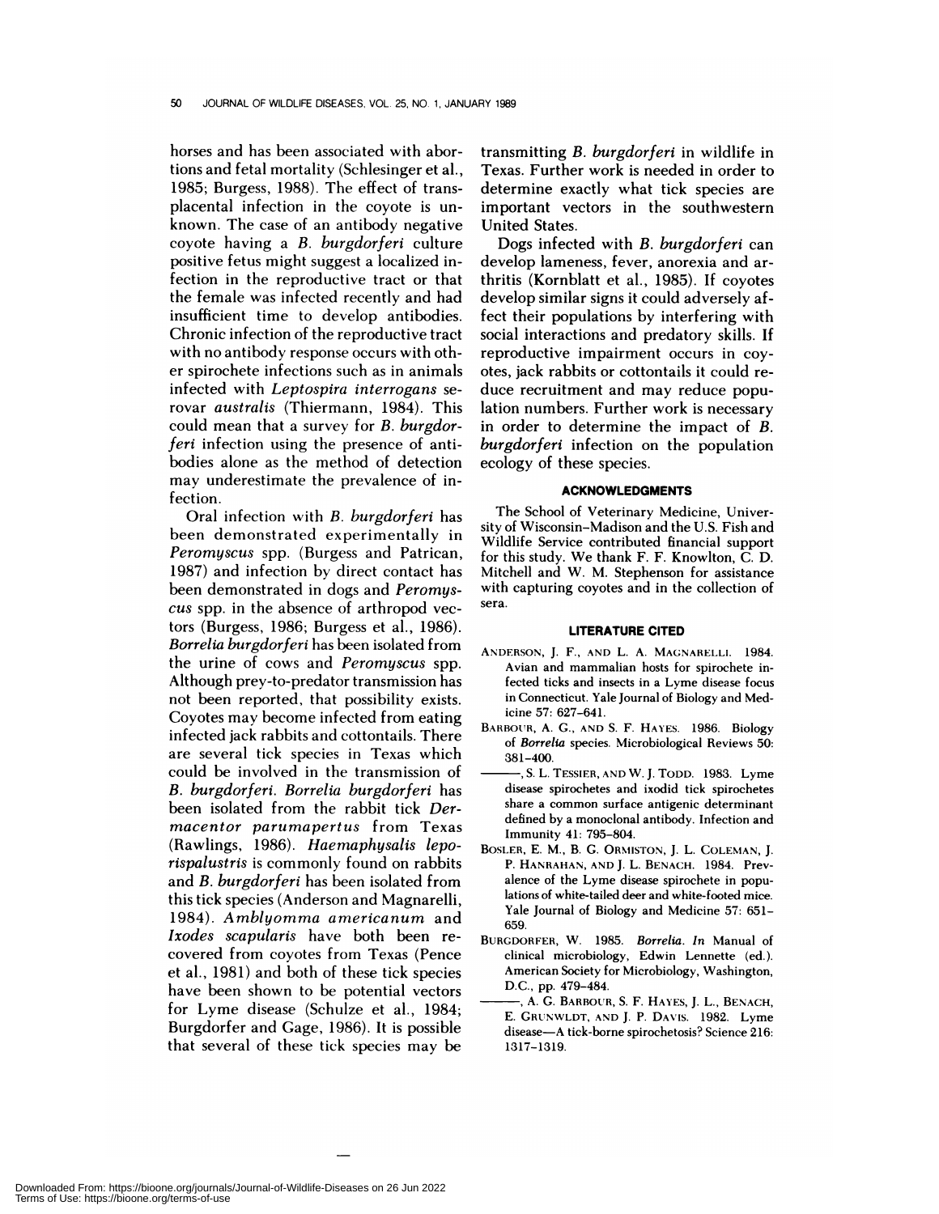horses and has been associated with abortions and fetal mortality (Schlesinger et al., 1985; Burgess, 1988). The effect of transplacental infection in the coyote is unknown. The case of an antibody negative coyote having a *B. burgdorferi* culture positive fetus might suggest a localized infection in the reproductive tract or that the female was infected recently and had insufficient time to develop antibodies. Chronic infection of the reproductive tract with no antibody response occurs with other spirochete infections such as in animals infected with *Leptospira interrogans* serovar *australis* (Thiermann, 1984). This could mean that a survey for *B. burgdorferi* infection using the presence of antibodies alone as the method of detection may underestimate the prevalence of infection.

Oral infection with *B. burgdorferi* has been demonstrated experimentally in *Peromyscus* spp. (Burgess and Patrican, 1987) and infection by direct contact has been demonstrated in dogs and *Peromyscus* spp. in the absence of arthropod vectors (Burgess, 1986; Burgess et al., 1986). *Borrelia burgdorferi* has been isolated from the urine of cows and *Peromyscus* spp. Although prey-to-predator transmission has not been reported, that possibility exists. Coyotes may become infected from eating infected jack rabbits and cottontails. There are several tick species in Texas which could be involved in the transmission of *B. burgdorferi*. *Borrelia burgdorferi* has been isolated from the rabbit tick *Dermacentor parumapertus* from Texas (Rawlings, 1986). *Haemaphysalis leporispalustris* is commonly found on rabbits and *B. burgdorferi* has been isolated from this tick species (Anderson and Magnarelli, 1984). *Amblyomma americanum* and *Ixodes scapularis* have both been recovered from coyotes from Texas (Pence et al., 1981) and both of these tick species have been shown to be potential vectors for Lyme disease (Schulze et al., 1984; Burgdorfer and Gage, 1986). It is possible that several of these tick species may be transmitting *B. burgdorferi* in wildlife in Texas. Further work is needed in order to determine exactly what tick species are important vectors in the southwestern United States.

Dogs infected with *B. burgdorferi* can develop lameness, fever, anorexia and arthritis (Kornblatt et al., 1985). If coyotes develop similar signs it could adversely affect their populations by interfering with social interactions and predatory skills. If reproductive impairment occurs in coyotes, jack rabbits or cottontails it could reduce recruitment and may reduce population numbers. Further work is necessary in order to determine the impact of *B. burgdorferi* infection on the population ecology of these species.

## ACKNOWLEDGMENTS

The School of Veterinary Medicine, University of Wisconsin–Madison and the U.S. Fish and Wildlife Service contributed financial support for this study. We thank F. F. Knowlton, C. D. Mitchell and W. M. Stephenson for assistance with capturing coyotes and in the collection of sera.

## LITERATURE CITED

ANDERSON, J. F., AND L. A. MAGNARELLI. 1984. Avian and mammalian hosts for spirochete infected ticks and insects in a Lyme disease focus in Connecticut. Yale Journal of Biology and Medicine 57: 627–641.

BARBOUR, A. G., AND S. F. HAYES. 1986. Biology of *Borrelia* species. Microbiological Reviews 50: 381–400.

———, S. L. TESSIER, AND W. J. TODD. 1983. Lyme disease spirochetes and ixodid tick spirochetes share a common surface antigenic determinant defined by a monoclonal antibody. Infection and Immunity 41: 795–804.

BOSLER, E. M., B. G. ORMISTON, J. L. COLEMAN, J. P. HANRAHAN, AND J. L. BENACH. 1984. Prevalence of the Lyme disease spirochete in populations of white-tailed deer and white-footed mice. Yale Journal of Biology and Medicine 57: 651–659.

BURGDORFER, W. 1985. *Borrelia*. *In* Manual of clinical microbiology, Edwin Lennette (ed.). American Society for Microbiology, Washington, D.C., pp. 479–484.

———, A. G. BARBOUR, S. F. HAYES, J. L., BENACH, E. GRUNWLDT, AND J. P. DAVIS. 1982. Lyme disease—A tick-borne spirochetosis? Science 216: 1317–1319.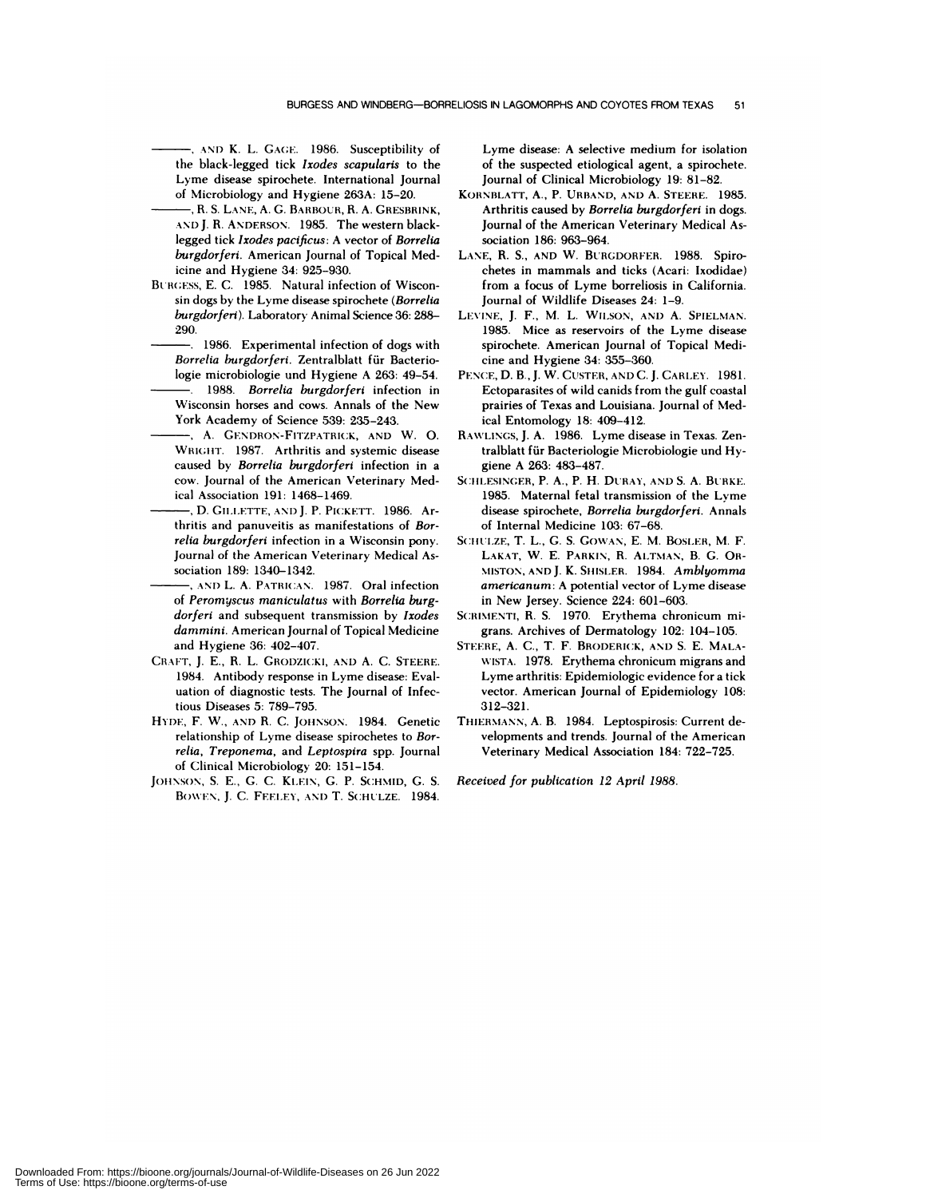———, AND K. L. GAGE. 1986. Susceptibility of the black-legged tick *Ixodes scapularis* to the Lyme disease spirochete. International Journal of Microbiology and Hygiene 263A: 15–20.

———, R. S. LANE, A. G. BARBOUR, R. A. GRESBRINK, AND J. R. ANDERSON. 1985. The western black-legged tick *Ixodes pacificus*: A vector of *Borrelia burgdorferi*. American Journal of Topical Medicine and Hygiene 34: 925–930.

BURGESS, E. C. 1985. Natural infection of Wisconsin dogs by the Lyme disease spirochete (*Borrelia burgdorferi*). Laboratory Animal Science 36: 288–290.

———. 1986. Experimental infection of dogs with *Borrelia burgdorferi*. Zentralblatt für Bacteriologie microbiologie und Hygiene A 263: 49–54.

———. 1988. *Borrelia burgdorferi* infection in Wisconsin horses and cows. Annals of the New York Academy of Science 539: 235–243.

———, A. GENDRON-FITZPATRICK, AND W. O. WRIGHT. 1987. Arthritis and systemic disease caused by *Borrelia burgdorferi* infection in a cow. Journal of the American Veterinary Medical Association 191: 1468–1469.

———, D. GILLETTE, AND J. P. PICKETT. 1986. Arthritis and panuveitis as manifestations of *Borrelia burgdorferi* infection in a Wisconsin pony. Journal of the American Veterinary Medical Association 189: 1340–1342.

———, AND L. A. PATRICAN. 1987. Oral infection of *Peromyscus maniculatus* with *Borrelia burgdorferi* and subsequent transmission by *Ixodes dammini*. American Journal of Topical Medicine and Hygiene 36: 402–407.

CRAFT, J. E., R. L. GRODZICKI, AND A. C. STEERE. 1984. Antibody response in Lyme disease: Evaluation of diagnostic tests. The Journal of Infectious Diseases 5: 789–795.

HYDE, F. W., AND R. C. JOHNSON. 1984. Genetic relationship of Lyme disease spirochetes to *Borrelia*, *Treponema*, and *Leptospira* spp. Journal of Clinical Microbiology 20: 151–154.

JOHNSON, S. E., G. C. KLEIN, G. P. SCHMID, G. S. BOWEN, J. C. FEELEY, AND T. SCHULZE. 1984. Lyme disease: A selective medium for isolation of the suspected etiological agent, a spirochete. Journal of Clinical Microbiology 19: 81–82.

KORNBLATT, A., P. URBAND, AND A. STEERE. 1985. Arthritis caused by *Borrelia burgdorferi* in dogs. Journal of the American Veterinary Medical Association 186: 963–964.

LANE, R. S., AND W. BURGDORFER. 1988. Spirochetes in mammals and ticks (Acari: Ixodidae) from a focus of Lyme borreliosis in California. Journal of Wildlife Diseases 24: 1–9.

LEVINE, J. F., M. L. WILSON, AND A. SPIELMAN. 1985. Mice as reservoirs of the Lyme disease spirochete. American Journal of Topical Medicine and Hygiene 34: 355–360.

PENCE, D. B., J. W. CUSTER, AND C. J. CARLEY. 1981. Ectoparasites of wild canids from the gulf coastal prairies of Texas and Louisiana. Journal of Medical Entomology 18: 409–412.

RAWLINGS, J. A. 1986. Lyme disease in Texas. Zentralblatt für Bacteriologie Microbiologie und Hygiene A 263: 483–487.

SCHLESINGER, P. A., P. H. DURAY, AND S. A. BURKE. 1985. Maternal fetal transmission of the Lyme disease spirochete, *Borrelia burgdorferi*. Annals of Internal Medicine 103: 67–68.

SCHULZE, T. L., G. S. GOWAN, E. M. BOSLER, M. F. LAKAT, W. E. PARKIN, R. ALTMAN, B. G. ORMISTON, AND J. K. SHISLER. 1984. *Amblyomma americanum*: A potential vector of Lyme disease in New Jersey. Science 224: 601–603.

SCRIMENTI, R. S. 1970. Erythema chronicum migrans. Archives of Dermatology 102: 104–105.

STEERE, A. C., T. F. BRODERICK, AND S. E. MALAWISTA. 1978. Erythema chronicum migrans and Lyme arthritis: Epidemiologic evidence for a tick vector. American Journal of Epidemiology 108: 312–321.

THIERMANN, A. B. 1984. Leptospirosis: Current developments and trends. Journal of the American Veterinary Medical Association 184: 722–725.

*Received for publication 12 April 1988.*